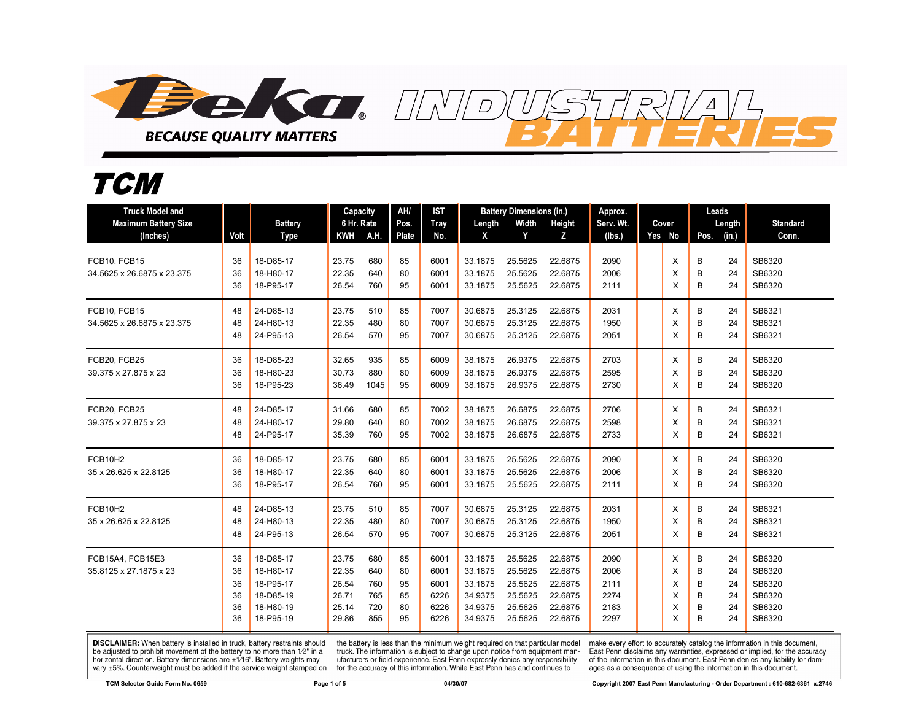# Deka

**BECAUSE QUALITY MATTERS**

## INDUSTRIAL BATTERIES

# TCM

| Truck Model and Maximum Battery Size (Inches) | Volt | Battery Type | Capacity 6 Hr. Rate | | AH/ Pos. Plate | IST Tray No. | Battery Dimensions (in.) | | | Approx. Serv. Wt. (lbs.) | Cover | | Leads | | Standard Conn. |
|---|---|---|---|---|---|---|---|---|---|---|---|---|---|---|---|
| | | | KWH | A.H. | | | Length X | Width Y | Height Z | | Yes | No | Pos. | Length (in.) | |
| FCB10, FCB15 | 36 | 18-D85-17 | 23.75 | 680 | 85 | 6001 | 33.1875 | 25.5625 | 22.6875 | 2090 | | X | B | 24 | SB6320 |
| 34.5625 x 26.6875 x 23.375 | 36 | 18-H80-17 | 22.35 | 640 | 80 | 6001 | 33.1875 | 25.5625 | 22.6875 | 2006 | | X | B | 24 | SB6320 |
| | 36 | 18-P95-17 | 26.54 | 760 | 95 | 6001 | 33.1875 | 25.5625 | 22.6875 | 2111 | | X | B | 24 | SB6320 |
| FCB10, FCB15 | 48 | 24-D85-13 | 23.75 | 510 | 85 | 7007 | 30.6875 | 25.3125 | 22.6875 | 2031 | | X | B | 24 | SB6321 |
| 34.5625 x 26.6875 x 23.375 | 48 | 24-H80-13 | 22.35 | 480 | 80 | 7007 | 30.6875 | 25.3125 | 22.6875 | 1950 | | X | B | 24 | SB6321 |
| | 48 | 24-P95-13 | 26.54 | 570 | 95 | 7007 | 30.6875 | 25.3125 | 22.6875 | 2051 | | X | B | 24 | SB6321 |
| FCB20, FCB25 | 36 | 18-D85-23 | 32.65 | 935 | 85 | 6009 | 38.1875 | 26.9375 | 22.6875 | 2703 | | X | B | 24 | SB6320 |
| 39.375 x 27.875 x 23 | 36 | 18-H80-23 | 30.73 | 880 | 80 | 6009 | 38.1875 | 26.9375 | 22.6875 | 2595 | | X | B | 24 | SB6320 |
| | 36 | 18-P95-23 | 36.49 | 1045 | 95 | 6009 | 38.1875 | 26.9375 | 22.6875 | 2730 | | X | B | 24 | SB6320 |
| FCB20, FCB25 | 48 | 24-D85-17 | 31.66 | 680 | 85 | 7002 | 38.1875 | 26.6875 | 22.6875 | 2706 | | X | B | 24 | SB6321 |
| 39.375 x 27.875 x 23 | 48 | 24-H80-17 | 29.80 | 640 | 80 | 7002 | 38.1875 | 26.6875 | 22.6875 | 2598 | | X | B | 24 | SB6321 |
| | 48 | 24-P95-17 | 35.39 | 760 | 95 | 7002 | 38.1875 | 26.6875 | 22.6875 | 2733 | | X | B | 24 | SB6321 |
| FCB10H2 | 36 | 18-D85-17 | 23.75 | 680 | 85 | 6001 | 33.1875 | 25.5625 | 22.6875 | 2090 | | X | B | 24 | SB6320 |
| 35 x 26.625 x 22.8125 | 36 | 18-H80-17 | 22.35 | 640 | 80 | 6001 | 33.1875 | 25.5625 | 22.6875 | 2006 | | X | B | 24 | SB6320 |
| | 36 | 18-P95-17 | 26.54 | 760 | 95 | 6001 | 33.1875 | 25.5625 | 22.6875 | 2111 | | X | B | 24 | SB6320 |
| FCB10H2 | 48 | 24-D85-13 | 23.75 | 510 | 85 | 7007 | 30.6875 | 25.3125 | 22.6875 | 2031 | | X | B | 24 | SB6321 |
| 35 x 26.625 x 22.8125 | 48 | 24-H80-13 | 22.35 | 480 | 80 | 7007 | 30.6875 | 25.3125 | 22.6875 | 1950 | | X | B | 24 | SB6321 |
| | 48 | 24-P95-13 | 26.54 | 570 | 95 | 7007 | 30.6875 | 25.3125 | 22.6875 | 2051 | | X | B | 24 | SB6321 |
| FCB15A4, FCB15E3 | 36 | 18-D85-17 | 23.75 | 680 | 85 | 6001 | 33.1875 | 25.5625 | 22.6875 | 2090 | | X | B | 24 | SB6320 |
| 35.8125 x 27.1875 x 23 | 36 | 18-H80-17 | 22.35 | 640 | 80 | 6001 | 33.1875 | 25.5625 | 22.6875 | 2006 | | X | B | 24 | SB6320 |
| | 36 | 18-P95-17 | 26.54 | 760 | 95 | 6001 | 33.1875 | 25.5625 | 22.6875 | 2111 | | X | B | 24 | SB6320 |
| | 36 | 18-D85-19 | 26.71 | 765 | 85 | 6226 | 34.9375 | 25.5625 | 22.6875 | 2274 | | X | B | 24 | SB6320 |
| | 36 | 18-H80-19 | 25.14 | 720 | 80 | 6226 | 34.9375 | 25.5625 | 22.6875 | 2183 | | X | B | 24 | SB6320 |
| | 36 | 18-P95-19 | 29.86 | 855 | 95 | 6226 | 34.9375 | 25.5625 | 22.6875 | 2297 | | X | B | 24 | SB6320 |

**DISCLAIMER:** When battery is installed in truck, battery restraints should be adjusted to prohibit movement of the battery to no more than 1⁄2" in a horizontal direction. Battery dimensions are ±1⁄16". Battery weights may vary ±5%. Counterweight must be added if the service weight stamped on the battery is less than the minimum weight required on that particular model truck. The information is subject to change upon notice from equipment manufacturers or field experience. East Penn expressly denies any responsibility for the accuracy of this information. While East Penn has and continues to make every effort to accurately catalog the information in this document, East Penn disclaims any warranties, expressed or implied, for the accuracy of the information in this document. East Penn denies any liability for damages as a consequence of using the information in this document.

TCM Selector Guide Form No. 0659 — 04/30/07 — Copyright 2007 East Penn Manufacturing - Order Department : 610-682-6361 x.2746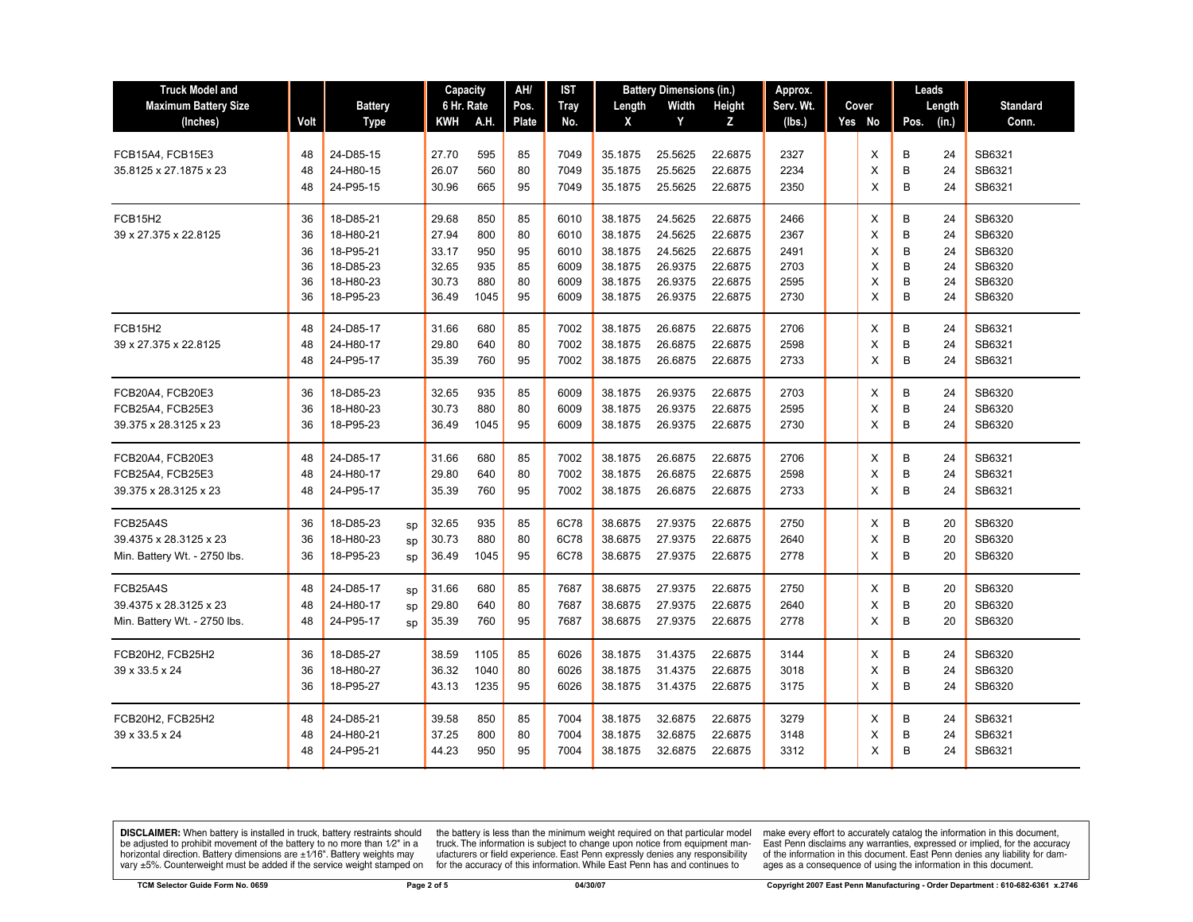| Truck Model and Maximum Battery Size (Inches) | Volt | Battery Type | | Capacity 6 Hr. Rate | | AH/ Pos. Plate | IST Tray No. | Battery Dimensions (in.) | | | Approx. Serv. Wt. (lbs.) | Cover | | Leads | | Standard Conn. |
|---|---|---|---|---|---|---|---|---|---|---|---|---|---|---|---|---|
| | | | | KWH | A.H. | | | Length X | Width Y | Height Z | | Yes | No | Pos. | Length (in.) | |
| FCB15A4, FCB15E3 | 48 | 24-D85-15 | | 27.70 | 595 | 85 | 7049 | 35.1875 | 25.5625 | 22.6875 | 2327 | | X | B | 24 | SB6321 |
| 35.8125 x 27.1875 x 23 | 48 | 24-H80-15 | | 26.07 | 560 | 80 | 7049 | 35.1875 | 25.5625 | 22.6875 | 2234 | | X | B | 24 | SB6321 |
| | 48 | 24-P95-15 | | 30.96 | 665 | 95 | 7049 | 35.1875 | 25.5625 | 22.6875 | 2350 | | X | B | 24 | SB6321 |
| FCB15H2 | 36 | 18-D85-21 | | 29.68 | 850 | 85 | 6010 | 38.1875 | 24.5625 | 22.6875 | 2466 | | X | B | 24 | SB6320 |
| 39 x 27.375 x 22.8125 | 36 | 18-H80-21 | | 27.94 | 800 | 80 | 6010 | 38.1875 | 24.5625 | 22.6875 | 2367 | | X | B | 24 | SB6320 |
| | 36 | 18-P95-21 | | 33.17 | 950 | 95 | 6010 | 38.1875 | 24.5625 | 22.6875 | 2491 | | X | B | 24 | SB6320 |
| | 36 | 18-D85-23 | | 32.65 | 935 | 85 | 6009 | 38.1875 | 26.9375 | 22.6875 | 2703 | | X | B | 24 | SB6320 |
| | 36 | 18-H80-23 | | 30.73 | 880 | 80 | 6009 | 38.1875 | 26.9375 | 22.6875 | 2595 | | X | B | 24 | SB6320 |
| | 36 | 18-P95-23 | | 36.49 | 1045 | 95 | 6009 | 38.1875 | 26.9375 | 22.6875 | 2730 | | X | B | 24 | SB6320 |
| FCB15H2 | 48 | 24-D85-17 | | 31.66 | 680 | 85 | 7002 | 38.1875 | 26.6875 | 22.6875 | 2706 | | X | B | 24 | SB6321 |
| 39 x 27.375 x 22.8125 | 48 | 24-H80-17 | | 29.80 | 640 | 80 | 7002 | 38.1875 | 26.6875 | 22.6875 | 2598 | | X | B | 24 | SB6321 |
| | 48 | 24-P95-17 | | 35.39 | 760 | 95 | 7002 | 38.1875 | 26.6875 | 22.6875 | 2733 | | X | B | 24 | SB6321 |
| FCB20A4, FCB20E3 | 36 | 18-D85-23 | | 32.65 | 935 | 85 | 6009 | 38.1875 | 26.9375 | 22.6875 | 2703 | | X | B | 24 | SB6320 |
| FCB25A4, FCB25E3 | 36 | 18-H80-23 | | 30.73 | 880 | 80 | 6009 | 38.1875 | 26.9375 | 22.6875 | 2595 | | X | B | 24 | SB6320 |
| 39.375 x 28.3125 x 23 | 36 | 18-P95-23 | | 36.49 | 1045 | 95 | 6009 | 38.1875 | 26.9375 | 22.6875 | 2730 | | X | B | 24 | SB6320 |
| FCB20A4, FCB20E3 | 48 | 24-D85-17 | | 31.66 | 680 | 85 | 7002 | 38.1875 | 26.6875 | 22.6875 | 2706 | | X | B | 24 | SB6321 |
| FCB25A4, FCB25E3 | 48 | 24-H80-17 | | 29.80 | 640 | 80 | 7002 | 38.1875 | 26.6875 | 22.6875 | 2598 | | X | B | 24 | SB6321 |
| 39.375 x 28.3125 x 23 | 48 | 24-P95-17 | | 35.39 | 760 | 95 | 7002 | 38.1875 | 26.6875 | 22.6875 | 2733 | | X | B | 24 | SB6321 |
| FCB25A4S | 36 | 18-D85-23 | sp | 32.65 | 935 | 85 | 6C78 | 38.6875 | 27.9375 | 22.6875 | 2750 | | X | B | 20 | SB6320 |
| 39.4375 x 28.3125 x 23 | 36 | 18-H80-23 | sp | 30.73 | 880 | 80 | 6C78 | 38.6875 | 27.9375 | 22.6875 | 2640 | | X | B | 20 | SB6320 |
| Min. Battery Wt. - 2750 lbs. | 36 | 18-P95-23 | sp | 36.49 | 1045 | 95 | 6C78 | 38.6875 | 27.9375 | 22.6875 | 2778 | | X | B | 20 | SB6320 |
| FCB25A4S | 48 | 24-D85-17 | sp | 31.66 | 680 | 85 | 7687 | 38.6875 | 27.9375 | 22.6875 | 2750 | | X | B | 20 | SB6320 |
| 39.4375 x 28.3125 x 23 | 48 | 24-H80-17 | sp | 29.80 | 640 | 80 | 7687 | 38.6875 | 27.9375 | 22.6875 | 2640 | | X | B | 20 | SB6320 |
| Min. Battery Wt. - 2750 lbs. | 48 | 24-P95-17 | sp | 35.39 | 760 | 95 | 7687 | 38.6875 | 27.9375 | 22.6875 | 2778 | | X | B | 20 | SB6320 |
| FCB20H2, FCB25H2 | 36 | 18-D85-27 | | 38.59 | 1105 | 85 | 6026 | 38.1875 | 31.4375 | 22.6875 | 3144 | | X | B | 24 | SB6320 |
| 39 x 33.5 x 24 | 36 | 18-H80-27 | | 36.32 | 1040 | 80 | 6026 | 38.1875 | 31.4375 | 22.6875 | 3018 | | X | B | 24 | SB6320 |
| | 36 | 18-P95-27 | | 43.13 | 1235 | 95 | 6026 | 38.1875 | 31.4375 | 22.6875 | 3175 | | X | B | 24 | SB6320 |
| FCB20H2, FCB25H2 | 48 | 24-D85-21 | | 39.58 | 850 | 85 | 7004 | 38.1875 | 32.6875 | 22.6875 | 3279 | | X | B | 24 | SB6321 |
| 39 x 33.5 x 24 | 48 | 24-H80-21 | | 37.25 | 800 | 80 | 7004 | 38.1875 | 32.6875 | 22.6875 | 3148 | | X | B | 24 | SB6321 |
| | 48 | 24-P95-21 | | 44.23 | 950 | 95 | 7004 | 38.1875 | 32.6875 | 22.6875 | 3312 | | X | B | 24 | SB6321 |

**DISCLAIMER:** When battery is installed in truck, battery restraints should be adjusted to prohibit movement of the battery to no more than 1⁄2" in a horizontal direction. Battery dimensions are ±1⁄16". Battery weights may vary ±5%. Counterweight must be added if the service weight stamped on the battery is less than the minimum weight required on that particular model truck. The information is subject to change upon notice from equipment manufacturers or field experience. East Penn expressly denies any responsibility for the accuracy of this information. While East Penn has and continues to make every effort to accurately catalog the information in this document, East Penn disclaims any warranties, expressed or implied, for the accuracy of the information in this document. East Penn denies any liability for damages as a consequence of using the information in this document.

TCM Selector Guide Form No. 0659 | 04/30/07 | Copyright 2007 East Penn Manufacturing - Order Department : 610-682-6361 x.2746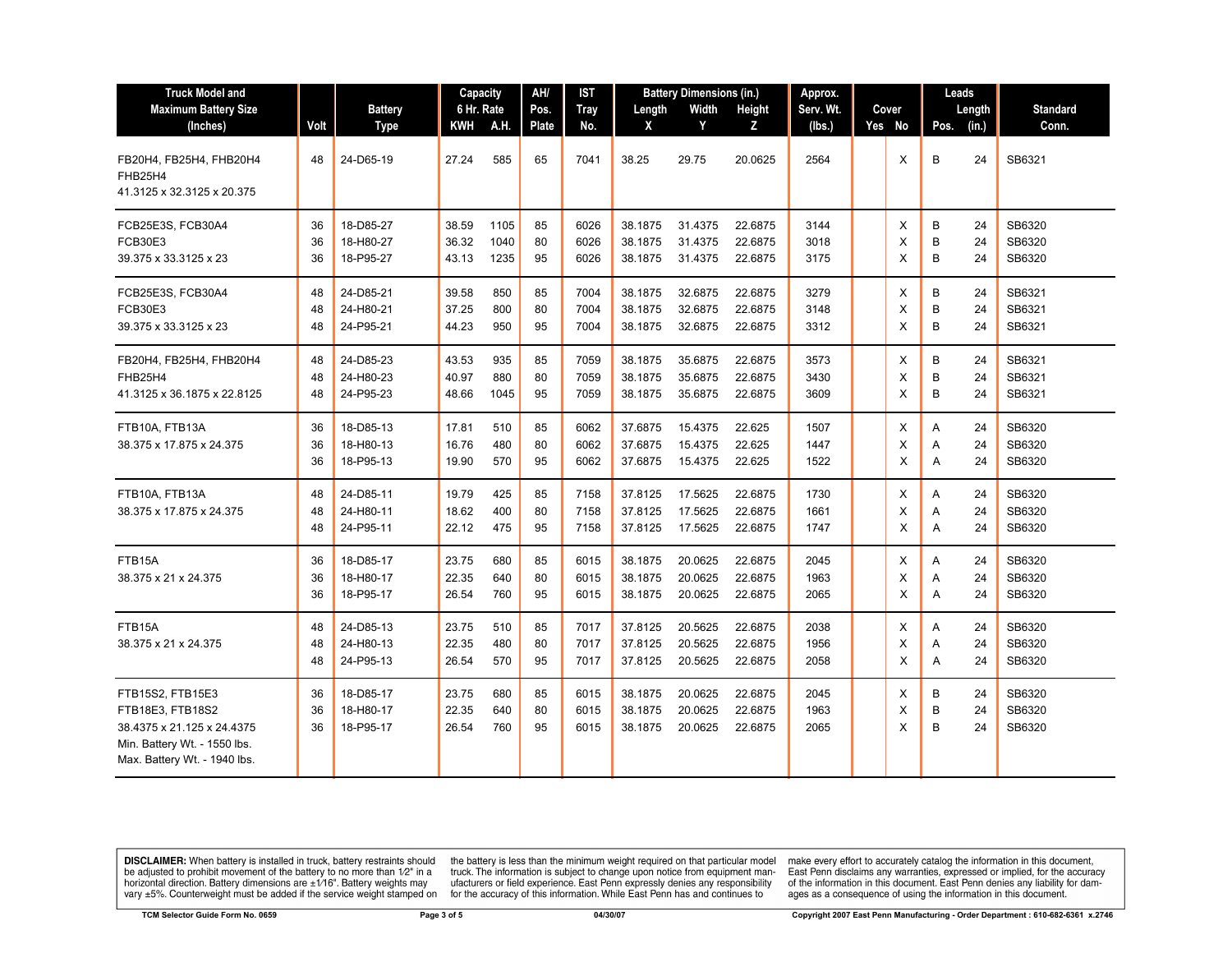| Truck Model and Maximum Battery Size (Inches) | Volt | Battery Type | Capacity 6 Hr. Rate | | AH/ Pos. Plate | IST Tray No. | Battery Dimensions (in.) | | | Approx. Serv. Wt. (lbs.) | Cover | | Leads | | Standard Conn. |
|---|---|---|---|---|---|---|---|---|---|---|---|---|---|---|---|
| | | | KWH | A.H. | | | Length X | Width Y | Height Z | | Yes | No | Pos. | Length (in.) | |
| FB20H4, FB25H4, FHB20H4 FHB25H4 41.3125 x 32.3125 x 20.375 | 48 | 24-D65-19 | 27.24 | 585 | 65 | 7041 | 38.25 | 29.75 | 20.0625 | 2564 | | X | B | 24 | SB6321 |
| FCB25E3S, FCB30A4 | 36 | 18-D85-27 | 38.59 | 1105 | 85 | 6026 | 38.1875 | 31.4375 | 22.6875 | 3144 | | X | B | 24 | SB6320 |
| FCB30E3 | 36 | 18-H80-27 | 36.32 | 1040 | 80 | 6026 | 38.1875 | 31.4375 | 22.6875 | 3018 | | X | B | 24 | SB6320 |
| 39.375 x 33.3125 x 23 | 36 | 18-P95-27 | 43.13 | 1235 | 95 | 6026 | 38.1875 | 31.4375 | 22.6875 | 3175 | | X | B | 24 | SB6320 |
| FCB25E3S, FCB30A4 | 48 | 24-D85-21 | 39.58 | 850 | 85 | 7004 | 38.1875 | 32.6875 | 22.6875 | 3279 | | X | B | 24 | SB6321 |
| FCB30E3 | 48 | 24-H80-21 | 37.25 | 800 | 80 | 7004 | 38.1875 | 32.6875 | 22.6875 | 3148 | | X | B | 24 | SB6321 |
| 39.375 x 33.3125 x 23 | 48 | 24-P95-21 | 44.23 | 950 | 95 | 7004 | 38.1875 | 32.6875 | 22.6875 | 3312 | | X | B | 24 | SB6321 |
| FB20H4, FB25H4, FHB20H4 | 48 | 24-D85-23 | 43.53 | 935 | 85 | 7059 | 38.1875 | 35.6875 | 22.6875 | 3573 | | X | B | 24 | SB6321 |
| FHB25H4 | 48 | 24-H80-23 | 40.97 | 880 | 80 | 7059 | 38.1875 | 35.6875 | 22.6875 | 3430 | | X | B | 24 | SB6321 |
| 41.3125 x 36.1875 x 22.8125 | 48 | 24-P95-23 | 48.66 | 1045 | 95 | 7059 | 38.1875 | 35.6875 | 22.6875 | 3609 | | X | B | 24 | SB6321 |
| FTB10A, FTB13A | 36 | 18-D85-13 | 17.81 | 510 | 85 | 6062 | 37.6875 | 15.4375 | 22.625 | 1507 | | X | A | 24 | SB6320 |
| 38.375 x 17.875 x 24.375 | 36 | 18-H80-13 | 16.76 | 480 | 80 | 6062 | 37.6875 | 15.4375 | 22.625 | 1447 | | X | A | 24 | SB6320 |
| | 36 | 18-P95-13 | 19.90 | 570 | 95 | 6062 | 37.6875 | 15.4375 | 22.625 | 1522 | | X | A | 24 | SB6320 |
| FTB10A, FTB13A | 48 | 24-D85-11 | 19.79 | 425 | 85 | 7158 | 37.8125 | 17.5625 | 22.6875 | 1730 | | X | A | 24 | SB6320 |
| 38.375 x 17.875 x 24.375 | 48 | 24-H80-11 | 18.62 | 400 | 80 | 7158 | 37.8125 | 17.5625 | 22.6875 | 1661 | | X | A | 24 | SB6320 |
| | 48 | 24-P95-11 | 22.12 | 475 | 95 | 7158 | 37.8125 | 17.5625 | 22.6875 | 1747 | | X | A | 24 | SB6320 |
| FTB15A | 36 | 18-D85-17 | 23.75 | 680 | 85 | 6015 | 38.1875 | 20.0625 | 22.6875 | 2045 | | X | A | 24 | SB6320 |
| 38.375 x 21 x 24.375 | 36 | 18-H80-17 | 22.35 | 640 | 80 | 6015 | 38.1875 | 20.0625 | 22.6875 | 1963 | | X | A | 24 | SB6320 |
| | 36 | 18-P95-17 | 26.54 | 760 | 95 | 6015 | 38.1875 | 20.0625 | 22.6875 | 2065 | | X | A | 24 | SB6320 |
| FTB15A | 48 | 24-D85-13 | 23.75 | 510 | 85 | 7017 | 37.8125 | 20.5625 | 22.6875 | 2038 | | X | A | 24 | SB6320 |
| 38.375 x 21 x 24.375 | 48 | 24-H80-13 | 22.35 | 480 | 80 | 7017 | 37.8125 | 20.5625 | 22.6875 | 1956 | | X | A | 24 | SB6320 |
| | 48 | 24-P95-13 | 26.54 | 570 | 95 | 7017 | 37.8125 | 20.5625 | 22.6875 | 2058 | | X | A | 24 | SB6320 |
| FTB15S2, FTB15E3 | 36 | 18-D85-17 | 23.75 | 680 | 85 | 6015 | 38.1875 | 20.0625 | 22.6875 | 2045 | | X | B | 24 | SB6320 |
| FTB18E3, FTB18S2 | 36 | 18-H80-17 | 22.35 | 640 | 80 | 6015 | 38.1875 | 20.0625 | 22.6875 | 1963 | | X | B | 24 | SB6320 |
| 38.4375 x 21.125 x 24.4375 | 36 | 18-P95-17 | 26.54 | 760 | 95 | 6015 | 38.1875 | 20.0625 | 22.6875 | 2065 | | X | B | 24 | SB6320 |
| Min. Battery Wt. - 1550 lbs. Max. Battery Wt. - 1940 lbs. | | | | | | | | | | | | | | | |

**DISCLAIMER:** When battery is installed in truck, battery restraints should be adjusted to prohibit movement of the battery to no more than 1⁄2" in a horizontal direction. Battery dimensions are ±1⁄16". Battery weights may vary ±5%. Counterweight must be added if the service weight stamped on the battery is less than the minimum weight required on that particular model truck. The information is subject to change upon notice from equipment manufacturers or field experience. East Penn expressly denies any responsibility for the accuracy of this information. While East Penn has and continues to make every effort to accurately catalog the information in this document, East Penn disclaims any warranties, expressed or implied, for the accuracy of the information in this document. East Penn denies any liability for damages as a consequence of using the information in this document.

TCM Selector Guide Form No. 0659 | 04/30/07 | Copyright 2007 East Penn Manufacturing - Order Department : 610-682-6361 x.2746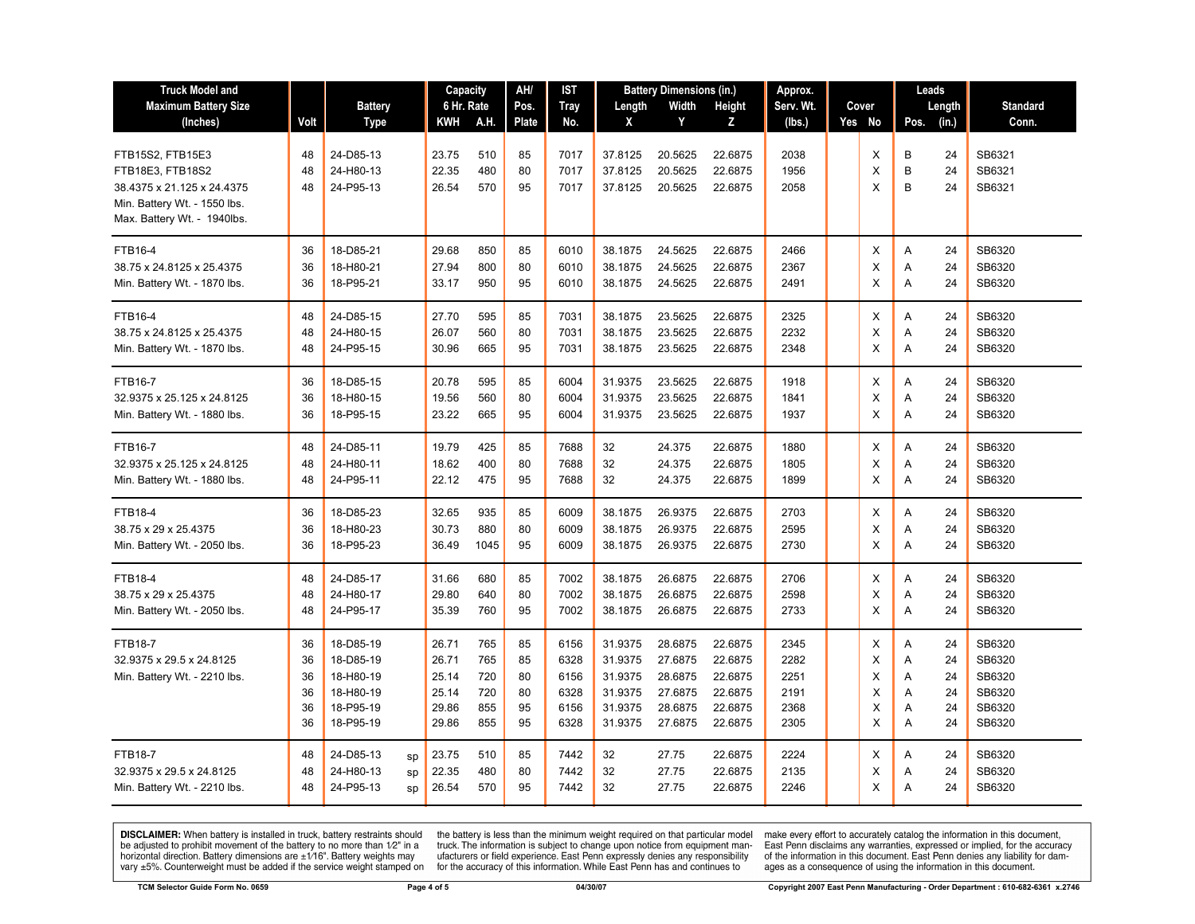| Truck Model and Maximum Battery Size (Inches) | Volt | Battery Type | | Capacity 6 Hr. Rate | | AH/ Pos. Plate | IST Tray No. | Battery Dimensions (in.) | | | Approx. Serv. Wt. (lbs.) | Cover | | Leads | | Standard Conn. |
|---|---|---|---|---|---|---|---|---|---|---|---|---|---|---|---|---|
| | | | | KWH | A.H. | | | Length X | Width Y | Height Z | | Yes | No | Pos. | Length (in.) | |
| FTB15S2, FTB15E3 | 48 | 24-D85-13 | | 23.75 | 510 | 85 | 7017 | 37.8125 | 20.5625 | 22.6875 | 2038 | | X | B | 24 | SB6321 |
| FTB18E3, FTB18S2 | 48 | 24-H80-13 | | 22.35 | 480 | 80 | 7017 | 37.8125 | 20.5625 | 22.6875 | 1956 | | X | B | 24 | SB6321 |
| 38.4375 x 21.125 x 24.4375 | 48 | 24-P95-13 | | 26.54 | 570 | 95 | 7017 | 37.8125 | 20.5625 | 22.6875 | 2058 | | X | B | 24 | SB6321 |
| Min. Battery Wt. - 1550 lbs. | | | | | | | | | | | | | | | | |
| Max. Battery Wt. - 1940lbs. | | | | | | | | | | | | | | | | |
| FTB16-4 | 36 | 18-D85-21 | | 29.68 | 850 | 85 | 6010 | 38.1875 | 24.5625 | 22.6875 | 2466 | | X | A | 24 | SB6320 |
| 38.75 x 24.8125 x 25.4375 | 36 | 18-H80-21 | | 27.94 | 800 | 80 | 6010 | 38.1875 | 24.5625 | 22.6875 | 2367 | | X | A | 24 | SB6320 |
| Min. Battery Wt. - 1870 lbs. | 36 | 18-P95-21 | | 33.17 | 950 | 95 | 6010 | 38.1875 | 24.5625 | 22.6875 | 2491 | | X | A | 24 | SB6320 |
| FTB16-4 | 48 | 24-D85-15 | | 27.70 | 595 | 85 | 7031 | 38.1875 | 23.5625 | 22.6875 | 2325 | | X | A | 24 | SB6320 |
| 38.75 x 24.8125 x 25.4375 | 48 | 24-H80-15 | | 26.07 | 560 | 80 | 7031 | 38.1875 | 23.5625 | 22.6875 | 2232 | | X | A | 24 | SB6320 |
| Min. Battery Wt. - 1870 lbs. | 48 | 24-P95-15 | | 30.96 | 665 | 95 | 7031 | 38.1875 | 23.5625 | 22.6875 | 2348 | | X | A | 24 | SB6320 |
| FTB16-7 | 36 | 18-D85-15 | | 20.78 | 595 | 85 | 6004 | 31.9375 | 23.5625 | 22.6875 | 1918 | | X | A | 24 | SB6320 |
| 32.9375 x 25.125 x 24.8125 | 36 | 18-H80-15 | | 19.56 | 560 | 80 | 6004 | 31.9375 | 23.5625 | 22.6875 | 1841 | | X | A | 24 | SB6320 |
| Min. Battery Wt. - 1880 lbs. | 36 | 18-P95-15 | | 23.22 | 665 | 95 | 6004 | 31.9375 | 23.5625 | 22.6875 | 1937 | | X | A | 24 | SB6320 |
| FTB16-7 | 48 | 24-D85-11 | | 19.79 | 425 | 85 | 7688 | 32 | 24.375 | 22.6875 | 1880 | | X | A | 24 | SB6320 |
| 32.9375 x 25.125 x 24.8125 | 48 | 24-H80-11 | | 18.62 | 400 | 80 | 7688 | 32 | 24.375 | 22.6875 | 1805 | | X | A | 24 | SB6320 |
| Min. Battery Wt. - 1880 lbs. | 48 | 24-P95-11 | | 22.12 | 475 | 95 | 7688 | 32 | 24.375 | 22.6875 | 1899 | | X | A | 24 | SB6320 |
| FTB18-4 | 36 | 18-D85-23 | | 32.65 | 935 | 85 | 6009 | 38.1875 | 26.9375 | 22.6875 | 2703 | | X | A | 24 | SB6320 |
| 38.75 x 29 x 25.4375 | 36 | 18-H80-23 | | 30.73 | 880 | 80 | 6009 | 38.1875 | 26.9375 | 22.6875 | 2595 | | X | A | 24 | SB6320 |
| Min. Battery Wt. - 2050 lbs. | 36 | 18-P95-23 | | 36.49 | 1045 | 95 | 6009 | 38.1875 | 26.9375 | 22.6875 | 2730 | | X | A | 24 | SB6320 |
| FTB18-4 | 48 | 24-D85-17 | | 31.66 | 680 | 85 | 7002 | 38.1875 | 26.6875 | 22.6875 | 2706 | | X | A | 24 | SB6320 |
| 38.75 x 29 x 25.4375 | 48 | 24-H80-17 | | 29.80 | 640 | 80 | 7002 | 38.1875 | 26.6875 | 22.6875 | 2598 | | X | A | 24 | SB6320 |
| Min. Battery Wt. - 2050 lbs. | 48 | 24-P95-17 | | 35.39 | 760 | 95 | 7002 | 38.1875 | 26.6875 | 22.6875 | 2733 | | X | A | 24 | SB6320 |
| FTB18-7 | 36 | 18-D85-19 | | 26.71 | 765 | 85 | 6156 | 31.9375 | 28.6875 | 22.6875 | 2345 | | X | A | 24 | SB6320 |
| 32.9375 x 29.5 x 24.8125 | 36 | 18-D85-19 | | 26.71 | 765 | 85 | 6328 | 31.9375 | 27.6875 | 22.6875 | 2282 | | X | A | 24 | SB6320 |
| Min. Battery Wt. - 2210 lbs. | 36 | 18-H80-19 | | 25.14 | 720 | 80 | 6156 | 31.9375 | 28.6875 | 22.6875 | 2251 | | X | A | 24 | SB6320 |
| | 36 | 18-H80-19 | | 25.14 | 720 | 80 | 6328 | 31.9375 | 27.6875 | 22.6875 | 2191 | | X | A | 24 | SB6320 |
| | 36 | 18-P95-19 | | 29.86 | 855 | 95 | 6156 | 31.9375 | 28.6875 | 22.6875 | 2368 | | X | A | 24 | SB6320 |
| | 36 | 18-P95-19 | | 29.86 | 855 | 95 | 6328 | 31.9375 | 27.6875 | 22.6875 | 2305 | | X | A | 24 | SB6320 |
| FTB18-7 | 48 | 24-D85-13 | sp | 23.75 | 510 | 85 | 7442 | 32 | 27.75 | 22.6875 | 2224 | | X | A | 24 | SB6320 |
| 32.9375 x 29.5 x 24.8125 | 48 | 24-H80-13 | sp | 22.35 | 480 | 80 | 7442 | 32 | 27.75 | 22.6875 | 2135 | | X | A | 24 | SB6320 |
| Min. Battery Wt. - 2210 lbs. | 48 | 24-P95-13 | sp | 26.54 | 570 | 95 | 7442 | 32 | 27.75 | 22.6875 | 2246 | | X | A | 24 | SB6320 |

**DISCLAIMER:** When battery is installed in truck, battery restraints should be adjusted to prohibit movement of the battery to no more than 1⁄2" in a horizontal direction. Battery dimensions are ±1⁄16". Battery weights may vary ±5%. Counterweight must be added if the service weight stamped on the battery is less than the minimum weight required on that particular model truck. The information is subject to change upon notice from equipment manufacturers or field experience. East Penn expressly denies any responsibility for the accuracy of this information. While East Penn has and continues to make every effort to accurately catalog the information in this document, East Penn disclaims any warranties, expressed or implied, for the accuracy of the information in this document. East Penn denies any liability for damages as a consequence of using the information in this document.

TCM Selector Guide Form No. 0659 — 04/30/07 — Copyright 2007 East Penn Manufacturing - Order Department : 610-682-6361 x.2746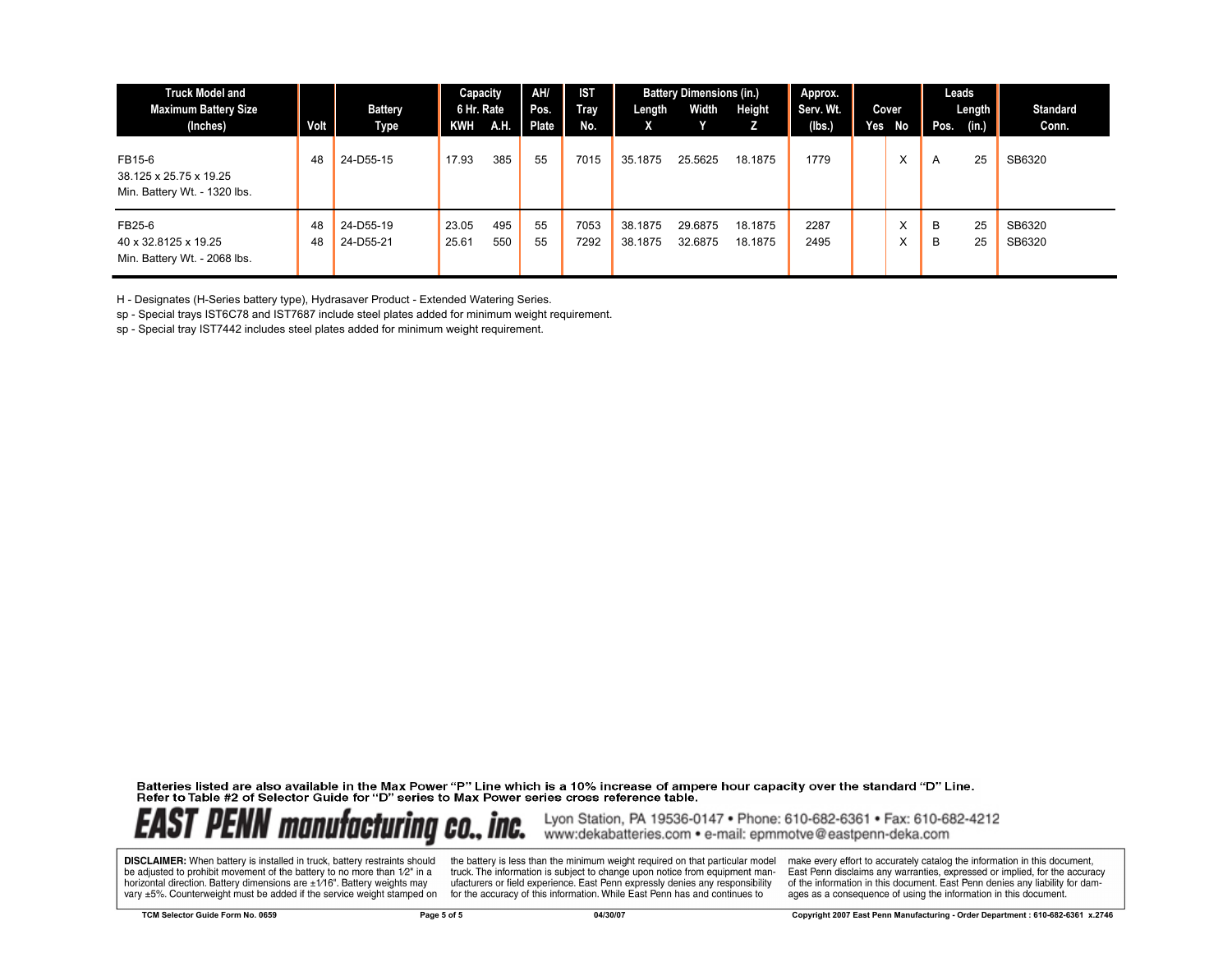| Truck Model and Maximum Battery Size (Inches) | Volt | Battery Type | Capacity 6 Hr. Rate | | AH/ Pos. Plate | IST Tray No. | Battery Dimensions (in.) | | | Approx. Serv. Wt. (lbs.) | Cover | | Leads | | Standard Conn. |
|---|---|---|---|---|---|---|---|---|---|---|---|---|---|---|---|
| | | | KWH | A.H. | | | Length X | Width Y | Height Z | | Yes | No | Pos. | Length (in.) | |
| FB15-6<br>38.125 x 25.75 x 19.25<br>Min. Battery Wt. - 1320 lbs. | 48 | 24-D55-15 | 17.93 | 385 | 55 | 7015 | 35.1875 | 25.5625 | 18.1875 | 1779 | | X | A | 25 | SB6320 |
| FB25-6<br>40 x 32.8125 x 19.25<br>Min. Battery Wt. - 2068 lbs. | 48<br>48 | 24-D55-19<br>24-D55-21 | 23.05<br>25.61 | 495<br>550 | 55<br>55 | 7053<br>7292 | 38.1875<br>38.1875 | 29.6875<br>32.6875 | 18.1875<br>18.1875 | 2287<br>2495 | | X<br>X | B<br>B | 25<br>25 | SB6320<br>SB6320 |

H - Designates (H-Series battery type), Hydrasaver Product - Extended Watering Series.

sp - Special trays IST6C78 and IST7687 include steel plates added for minimum weight requirement.

sp - Special tray IST7442 includes steel plates added for minimum weight requirement.

**Batteries listed are also available in the Max Power "P" Line which is a 10% increase of ampere hour capacity over the standard "D" Line. Refer to Table #2 of Selector Guide for "D" series to Max Power series cross reference table.**

**EAST PENN manufacturing co., inc.** Lyon Station, PA 19536-0147 • Phone: 610-682-6361 • Fax: 610-682-4212
www:dekabatteries.com • e-mail: epmmotve@eastpenn-deka.com

**DISCLAIMER:** When battery is installed in truck, battery restraints should be adjusted to prohibit movement of the battery to no more than 1⁄2" in a horizontal direction. Battery dimensions are ±1⁄16". Battery weights may vary ±5%. Counterweight must be added if the service weight stamped on the battery is less than the minimum weight required on that particular model truck. The information is subject to change upon notice from equipment manufacturers or field experience. East Penn expressly denies any responsibility for the accuracy of this information. While East Penn has and continues to make every effort to accurately catalog the information in this document, East Penn disclaims any warranties, expressed or implied, for the accuracy of the information in this document. East Penn denies any liability for damages as a consequence of using the information in this document.

TCM Selector Guide Form No. 0659 04/30/07 Copyright 2007 East Penn Manufacturing - Order Department : 610-682-6361 x.2746